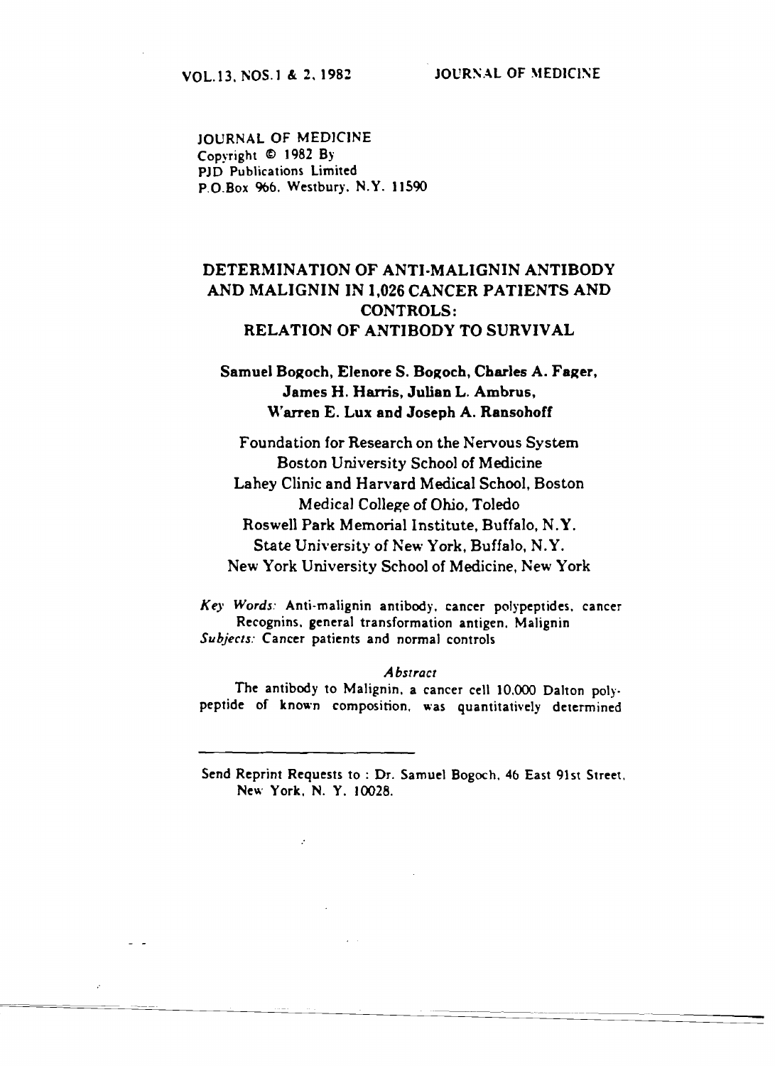JOURNAL OF MEDICINE
Copyright © 1982 By
PJD Publications Limited
P.O.Box 966, Westbury, N.Y. 11590

# DETERMINATION OF ANTI-MALIGNIN ANTIBODY AND MALIGNIN IN 1,026 CANCER PATIENTS AND CONTROLS: RELATION OF ANTIBODY TO SURVIVAL

**Samuel Bogoch, Elenore S. Bogoch, Charles A. Fager, James H. Harris, Julian L. Ambrus, Warren E. Lux and Joseph A. Ransohoff**

Foundation for Research on the Nervous System
Boston University School of Medicine
Lahey Clinic and Harvard Medical School, Boston
Medical College of Ohio, Toledo
Roswell Park Memorial Institute, Buffalo, N.Y.
State University of New York, Buffalo, N.Y.
New York University School of Medicine, New York

*Key Words:* Anti-malignin antibody, cancer polypeptides, cancer Recognins, general transformation antigen, Malignin
*Subjects:* Cancer patients and normal controls

### *Abstract*

The antibody to Malignin, a cancer cell 10,000 Dalton polypeptide of known composition, was quantitatively determined

---

Send Reprint Requests to : Dr. Samuel Bogoch, 46 East 91st Street, New York, N. Y. 10028.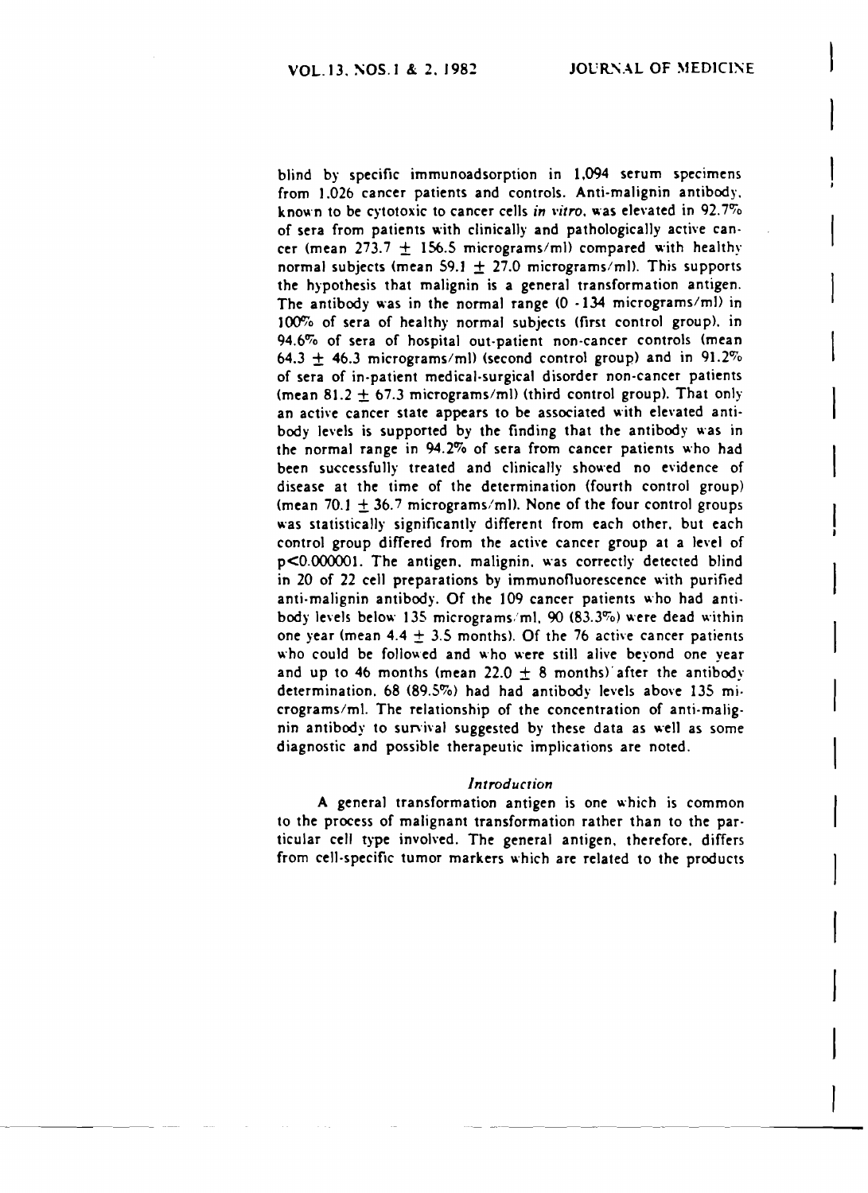blind by specific immunoadsorption in 1,094 serum specimens from 1,026 cancer patients and controls. Anti-malignin antibody, known to be cytotoxic to cancer cells *in vitro*, was elevated in 92.7% of sera from patients with clinically and pathologically active cancer (mean 273.7 $\pm$ 156.5 micrograms/ml) compared with healthy normal subjects (mean 59.1 $\pm$ 27.0 micrograms/ml). This supports the hypothesis that malignin is a general transformation antigen. The antibody was in the normal range (0 - 134 micrograms/ml) in 100% of sera of healthy normal subjects (first control group), in 94.6% of sera of hospital out-patient non-cancer controls (mean 64.3 $\pm$ 46.3 micrograms/ml) (second control group) and in 91.2% of sera of in-patient medical-surgical disorder non-cancer patients (mean 81.2 $\pm$ 67.3 micrograms/ml) (third control group). That only an active cancer state appears to be associated with elevated antibody levels is supported by the finding that the antibody was in the normal range in 94.2% of sera from cancer patients who had been successfully treated and clinically showed no evidence of disease at the time of the determination (fourth control group) (mean 70.1 $\pm$ 36.7 micrograms/ml). None of the four control groups was statistically significantly different from each other, but each control group differed from the active cancer group at a level of $p<0.000001$. The antigen, malignin, was correctly detected blind in 20 of 22 cell preparations by immunofluorescence with purified anti-malignin antibody. Of the 109 cancer patients who had antibody levels below 135 micrograms/ml, 90 (83.3%) were dead within one year (mean 4.4 $\pm$ 3.5 months). Of the 76 active cancer patients who could be followed and who were still alive beyond one year and up to 46 months (mean 22.0 $\pm$ 8 months) after the antibody determination, 68 (89.5%) had had antibody levels above 135 micrograms/ml. The relationship of the concentration of anti-malignin antibody to survival suggested by these data as well as some diagnostic and possible therapeutic implications are noted.

## *Introduction*

A general transformation antigen is one which is common to the process of malignant transformation rather than to the particular cell type involved. The general antigen, therefore, differs from cell-specific tumor markers which are related to the products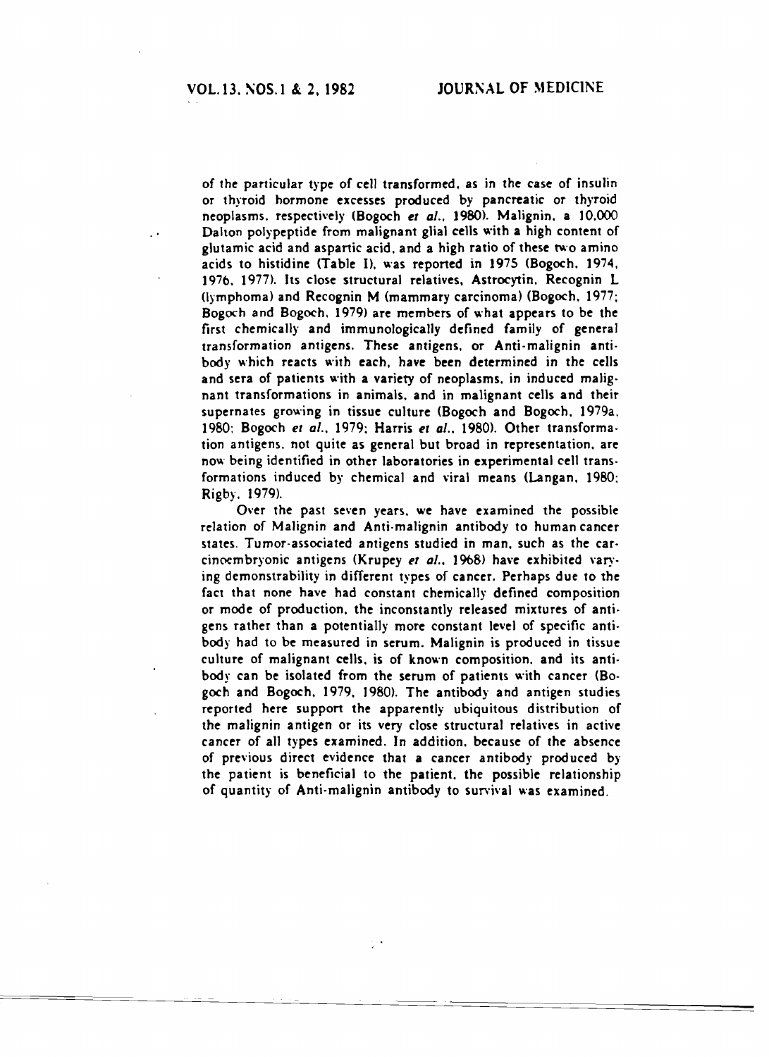of the particular type of cell transformed, as in the case of insulin or thyroid hormone excesses produced by pancreatic or thyroid neoplasms, respectively (Bogoch *et al.*, 1980). Malignin, a 10,000 Dalton polypeptide from malignant glial cells with a high content of glutamic acid and aspartic acid, and a high ratio of these two amino acids to histidine (Table I), was reported in 1975 (Bogoch, 1974, 1976, 1977). Its close structural relatives, Astrocytin, Recognin L (lymphoma) and Recognin M (mammary carcinoma) (Bogoch, 1977; Bogoch and Bogoch, 1979) are members of what appears to be the first chemically and immunologically defined family of general transformation antigens. These antigens, or Anti-malignin antibody which reacts with each, have been determined in the cells and sera of patients with a variety of neoplasms, in induced malignant transformations in animals, and in malignant cells and their supernates growing in tissue culture (Bogoch and Bogoch, 1979a, 1980; Bogoch *et al.*, 1979; Harris *et al.*, 1980). Other transformation antigens, not quite as general but broad in representation, are now being identified in other laboratories in experimental cell transformations induced by chemical and viral means (Langan, 1980; Rigby, 1979).

Over the past seven years, we have examined the possible relation of Malignin and Anti-malignin antibody to human cancer states. Tumor-associated antigens studied in man, such as the carcinoembryonic antigens (Krupey *et al.*, 1968) have exhibited varying demonstrability in different types of cancer. Perhaps due to the fact that none have had constant chemically defined composition or mode of production, the inconstantly released mixtures of antigens rather than a potentially more constant level of specific antibody had to be measured in serum. Malignin is produced in tissue culture of malignant cells, is of known composition, and its antibody can be isolated from the serum of patients with cancer (Bogoch and Bogoch, 1979, 1980). The antibody and antigen studies reported here support the apparently ubiquitous distribution of the malignin antigen or its very close structural relatives in active cancer of all types examined. In addition, because of the absence of previous direct evidence that a cancer antibody produced by the patient is beneficial to the patient, the possible relationship of quantity of Anti-malignin antibody to survival was examined.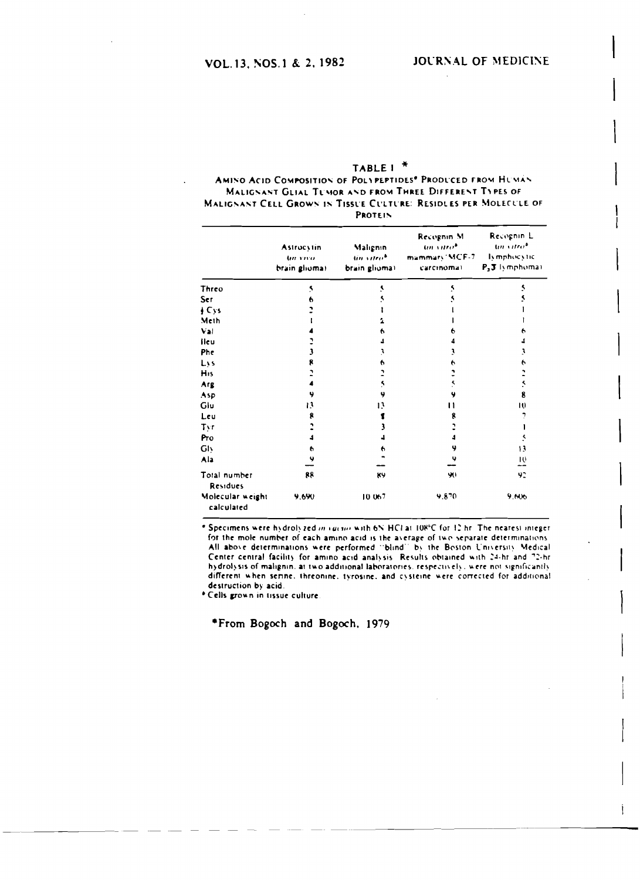TABLE I *

AMINO ACID COMPOSITION OF POLYPEPTIDES* PRODUCED FROM HUMAN MALIGNANT GLIAL TUMOR AND FROM THREE DIFFERENT TYPES OF MALIGNANT CELL GROWN IN TISSUE CULTURE: RESIDUES PER MOLECULE OF PROTEIN

| | Astrocytin (in vivo brain glioma) | Malignin (in vitro[b] brain glioma) | Recognin M (in vitro[b] mammary MCF-7 carcinoma) | Recognin L (in vitro[b] lymphocytic $P_3J$ lymphoma) |
|---|---|---|---|---|
| Threo | 5 | 5 | 5 | 5 |
| Ser | 6 | 5 | 5 | 5 |
| ½ Cys | 2 | 1 | 1 | 1 |
| Meth | 1 | 2 | 1 | 1 |
| Val | 4 | 6 | 6 | 6 |
| Ileu | 2 | 4 | 4 | 4 |
| Phe | 3 | 3 | 3 | 3 |
| Lys | 8 | 6 | 6 | 6 |
| His | 2 | 2 | 2 | 2 |
| Arg | 4 | 5 | 5 | 5 |
| Asp | 9 | 9 | 9 | 8 |
| Glu | 13 | 13 | 11 | 10 |
| Leu | 8 | 8 | 8 | 7 |
| Tyr | 2 | 3 | 2 | 1 |
| Pro | 4 | 4 | 4 | 5 |
| Gly | 6 | 6 | 9 | 13 |
| Ala | 9 | 7 | 9 | 10 |
| Total number Residues | 88 | 89 | 90 | 92 |
| Molecular weight calculated | 9,690 | 10,067 | 9,870 | 9,606 |

* Specimens were hydrolyzed *in vacuo* with 6N HCl at 108°C for 12 hr. The nearest integer for the mole number of each amino acid is the average of two separate determinations. All above determinations were performed "blind" by the Boston University Medical Center central facility for amino acid analysis. Results obtained with 24-hr and 72-hr hydrolysis of malignin, at two additional laboratories, respectively, were not significantly different when serine, threonine, tyrosine, and cysteine were corrected for additional destruction by acid.

[b] Cells grown in tissue culture.

*From Bogoch and Bogoch, 1979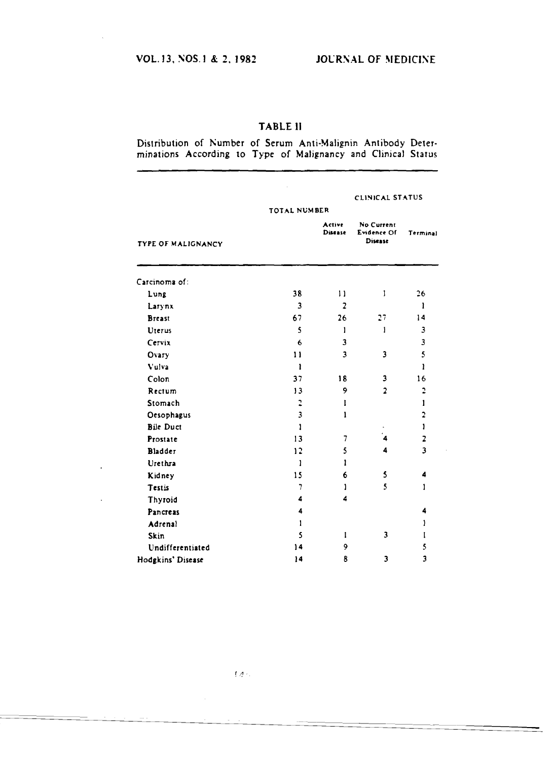## TABLE II

Distribution of Number of Serum Anti-Malignin Antibody Determinations According to Type of Malignancy and Clinical Status

| TYPE OF MALIGNANCY | TOTAL NUMBER | CLINICAL STATUS | | |
|---|---|---|---|---|
| | | Active Disease | No Current Evidence Of Disease | Terminal |
| Carcinoma of: | | | | |
| Lung | 38 | 11 | 1 | 26 |
| Larynx | 3 | 2 | | 1 |
| Breast | 67 | 26 | 27 | 14 |
| Uterus | 5 | 1 | 1 | 3 |
| Cervix | 6 | 3 | | 3 |
| Ovary | 11 | 3 | 3 | 5 |
| Vulva | 1 | | | 1 |
| Colon | 37 | 18 | 3 | 16 |
| Rectum | 13 | 9 | 2 | 2 |
| Stomach | 2 | 1 | | 1 |
| Oesophagus | 3 | 1 | | 2 |
| Bile Duct | 1 | | | 1 |
| Prostate | 13 | 7 | 4 | 2 |
| Bladder | 12 | 5 | 4 | 3 |
| Urethra | 1 | 1 | | |
| Kidney | 15 | 6 | 5 | 4 |
| Testis | 7 | 1 | 5 | 1 |
| Thyroid | 4 | 4 | | |
| Pancreas | 4 | | | 4 |
| Adrenal | 1 | | | 1 |
| Skin | 5 | 1 | 3 | 1 |
| Undifferentiated | 14 | 9 | | 5 |
| Hodgkins' Disease | 14 | 8 | 3 | 3 |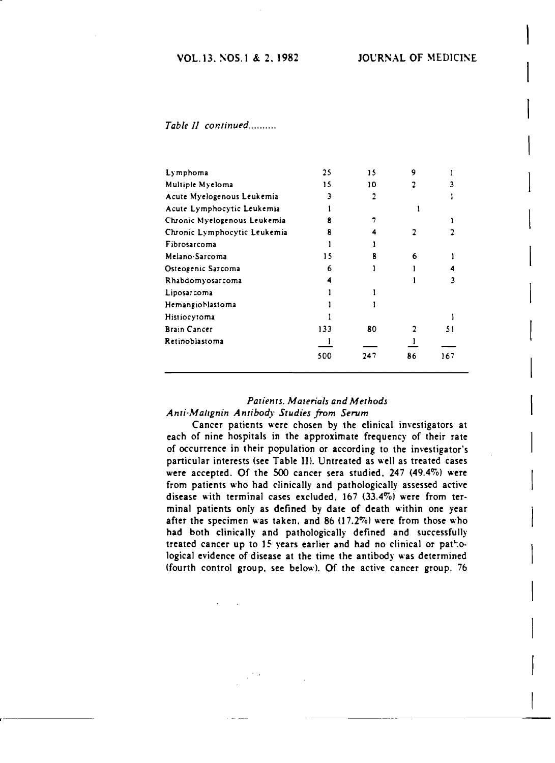*Table II continued..........*

| | | | | |
|---|---|---|---|---|
| Lymphoma | 25 | 15 | 9 | 1 |
| Multiple Myeloma | 15 | 10 | 2 | 3 |
| Acute Myelogenous Leukemia | 3 | 2 | | 1 |
| Acute Lymphocytic Leukemia | 1 | | 1 | |
| Chronic Myelogenous Leukemia | 8 | 7 | | 1 |
| Chronic Lymphocytic Leukemia | 8 | 4 | 2 | 2 |
| Fibrosarcoma | 1 | 1 | | |
| Melano-Sarcoma | 15 | 8 | 6 | 1 |
| Osteogenic Sarcoma | 6 | 1 | 1 | 4 |
| Rhabdomyosarcoma | 4 | | 1 | 3 |
| Liposarcoma | 1 | 1 | | |
| Hemangioblastoma | 1 | 1 | | |
| Histiocytoma | 1 | | | 1 |
| Brain Cancer | 133 | 80 | 2 | 51 |
| Retinoblastoma | 1 | | 1 | |
| | 500 | 247 | 86 | 167 |

### *Patients, Materials and Methods*

#### *Anti-Malignin Antibody Studies from Serum*

Cancer patients were chosen by the clinical investigators at each of nine hospitals in the approximate frequency of their rate of occurrence in their population or according to the investigator's particular interests (see Table II). Untreated as well as treated cases were accepted. Of the 500 cancer sera studied, 247 (49.4%) were from patients who had clinically and pathologically assessed active disease with terminal cases excluded, 167 (33.4%) were from terminal patients only as defined by date of death within one year after the specimen was taken, and 86 (17.2%) were from those who had both clinically and pathologically defined and successfully treated cancer up to 15 years earlier and had no clinical or pathological evidence of disease at the time the antibody was determined (fourth control group, see below). Of the active cancer group, 76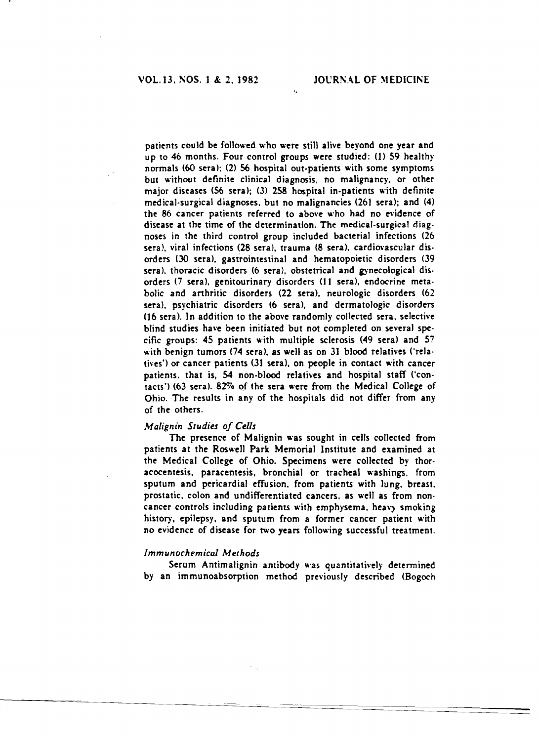patients could be followed who were still alive beyond one year and up to 46 months. Four control groups were studied: (1) 59 healthy normals (60 sera); (2) 56 hospital out-patients with some symptoms but without definite clinical diagnosis, no malignancy, or other major diseases (56 sera); (3) 258 hospital in-patients with definite medical-surgical diagnoses, but no malignancies (261 sera); and (4) the 86 cancer patients referred to above who had no evidence of disease at the time of the determination. The medical-surgical diagnoses in the third control group included bacterial infections (26 sera), viral infections (28 sera), trauma (8 sera), cardiovascular disorders (30 sera), gastrointestinal and hematopoietic disorders (39 sera), thoracic disorders (6 sera), obstetrical and gynecological disorders (7 sera), genitourinary disorders (11 sera), endocrine metabolic and arthritic disorders (22 sera), neurologic disorders (62 sera), psychiatric disorders (6 sera), and dermatologic disorders (16 sera). In addition to the above randomly collected sera, selective blind studies have been initiated but not completed on several specific groups: 45 patients with multiple sclerosis (49 sera) and 57 with benign tumors (74 sera), as well as on 31 blood relatives ('relatives') or cancer patients (31 sera), on people in contact with cancer patients, that is, 54 non-blood relatives and hospital staff ('contacts') (63 sera). 82% of the sera were from the Medical College of Ohio. The results in any of the hospitals did not differ from any of the others.

### *Malignin Studies of Cells*

The presence of Malignin was sought in cells collected from patients at the Roswell Park Memorial Institute and examined at the Medical College of Ohio. Specimens were collected by thoracocentesis, paracentesis, bronchial or tracheal washings, from sputum and pericardial effusion, from patients with lung, breast, prostatic, colon and undifferentiated cancers, as well as from noncancer controls including patients with emphysema, heavy smoking history, epilepsy, and sputum from a former cancer patient with no evidence of disease for two years following successful treatment.

### *Immunochemical Methods*

Serum Antimalignin antibody was quantitatively determined by an immunoabsorption method previously described (Bogoch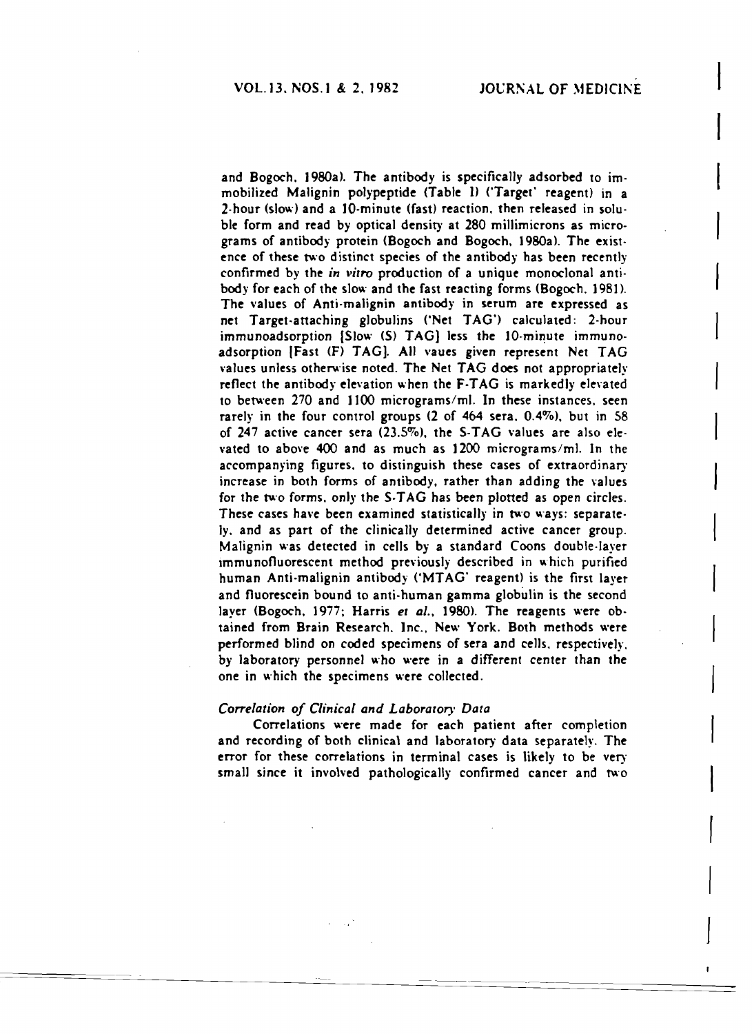and Bogoch, 1980a). The antibody is specifically adsorbed to immobilized Malignin polypeptide (Table 1) ('Target' reagent) in a 2-hour (slow) and a 10-minute (fast) reaction, then released in soluble form and read by optical density at 280 millimicrons as micrograms of antibody protein (Bogoch and Bogoch, 1980a). The existence of these two distinct species of the antibody has been recently confirmed by the *in vitro* production of a unique monoclonal antibody for each of the slow and the fast reacting forms (Bogoch, 1981). The values of Anti-malignin antibody in serum are expressed as net Target-attaching globulins ('Net TAG') calculated: 2-hour immunoadsorption [Slow (S) TAG] less the 10-minute immunoadsorption [Fast (F) TAG]. All vaues given represent Net TAG values unless otherwise noted. The Net TAG does not appropriately reflect the antibody elevation when the F-TAG is markedly elevated to between 270 and 1100 micrograms/ml. In these instances, seen rarely in the four control groups (2 of 464 sera, 0.4%), but in 58 of 247 active cancer sera (23.5%), the S-TAG values are also elevated to above 400 and as much as 1200 micrograms/ml. In the accompanying figures, to distinguish these cases of extraordinary increase in both forms of antibody, rather than adding the values for the two forms, only the S-TAG has been plotted as open circles. These cases have been examined statistically in two ways: separately, and as part of the clinically determined active cancer group. Malignin was detected in cells by a standard Coons double-layer immunofluorescent method previously described in which purified human Anti-malignin antibody ('MTAG' reagent) is the first layer and fluorescein bound to anti-human gamma globulin is the second layer (Bogoch, 1977; Harris *et al.*, 1980). The reagents were obtained from Brain Research, Inc., New York. Both methods were performed blind on coded specimens of sera and cells, respectively, by laboratory personnel who were in a different center than the one in which the specimens were collected.

### *Correlation of Clinical and Laboratory Data*

Correlations were made for each patient after completion and recording of both clinical and laboratory data separately. The error for these correlations in terminal cases is likely to be very small since it involved pathologically confirmed cancer and two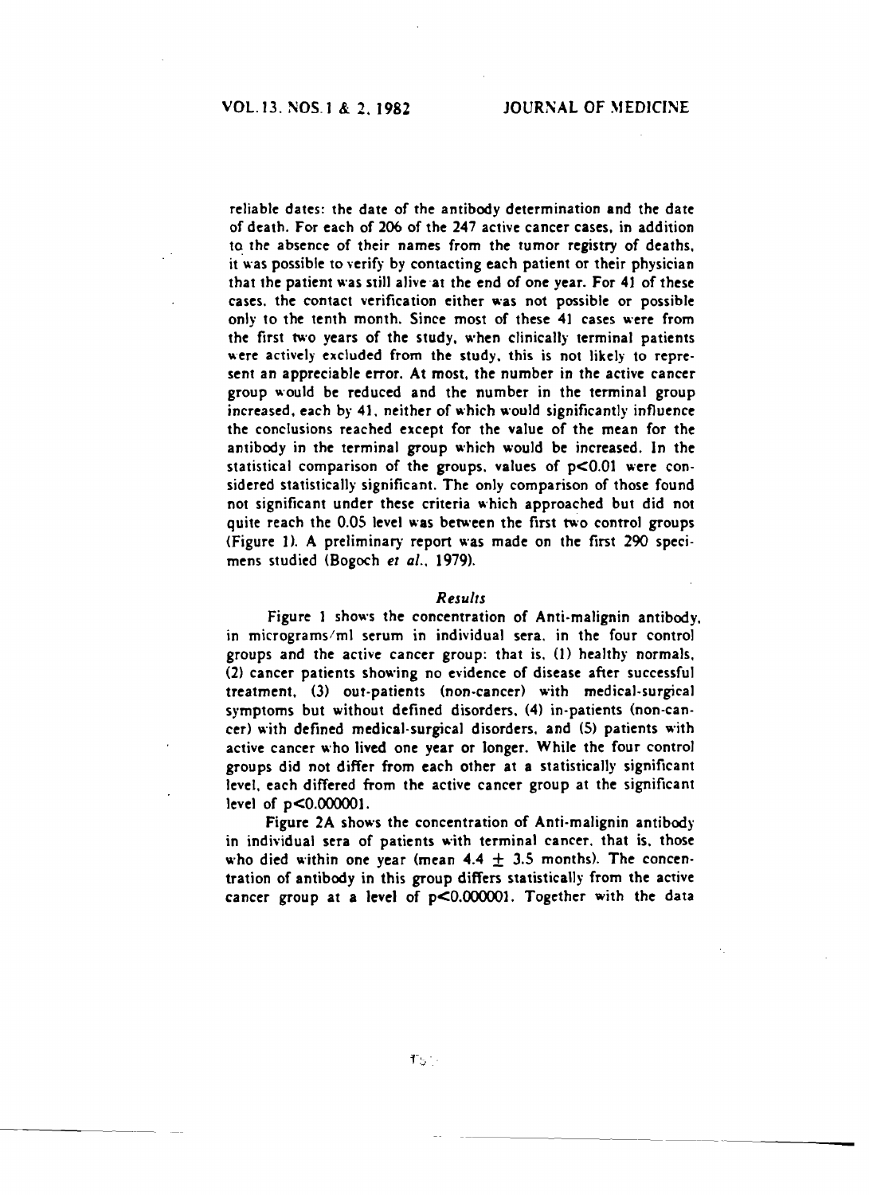reliable dates: the date of the antibody determination and the date of death. For each of 206 of the 247 active cancer cases, in addition to the absence of their names from the tumor registry of deaths, it was possible to verify by contacting each patient or their physician that the patient was still alive at the end of one year. For 41 of these cases, the contact verification either was not possible or possible only to the tenth month. Since most of these 41 cases were from the first two years of the study, when clinically terminal patients were actively excluded from the study, this is not likely to represent an appreciable error. At most, the number in the active cancer group would be reduced and the number in the terminal group increased, each by 41, neither of which would significantly influence the conclusions reached except for the value of the mean for the antibody in the terminal group which would be increased. In the statistical comparison of the groups, values of $p<0.01$ were considered statistically significant. The only comparison of those found not significant under these criteria which approached but did not quite reach the 0.05 level was between the first two control groups (Figure 1). A preliminary report was made on the first 290 specimens studied (Bogoch *et al.*, 1979).

## *Results*

Figure 1 shows the concentration of Anti-malignin antibody, in micrograms/ml serum in individual sera, in the four control groups and the active cancer group: that is, (1) healthy normals, (2) cancer patients showing no evidence of disease after successful treatment, (3) out-patients (non-cancer) with medical-surgical symptoms but without defined disorders, (4) in-patients (non-cancer) with defined medical-surgical disorders, and (5) patients with active cancer who lived one year or longer. While the four control groups did not differ from each other at a statistically significant level, each differed from the active cancer group at the significant level of $p<0.000001$.

Figure 2A shows the concentration of Anti-malignin antibody in individual sera of patients with terminal cancer, that is, those who died within one year (mean $4.4 \pm 3.5$ months). The concentration of antibody in this group differs statistically from the active cancer group at a level of $p<0.000001$. Together with the data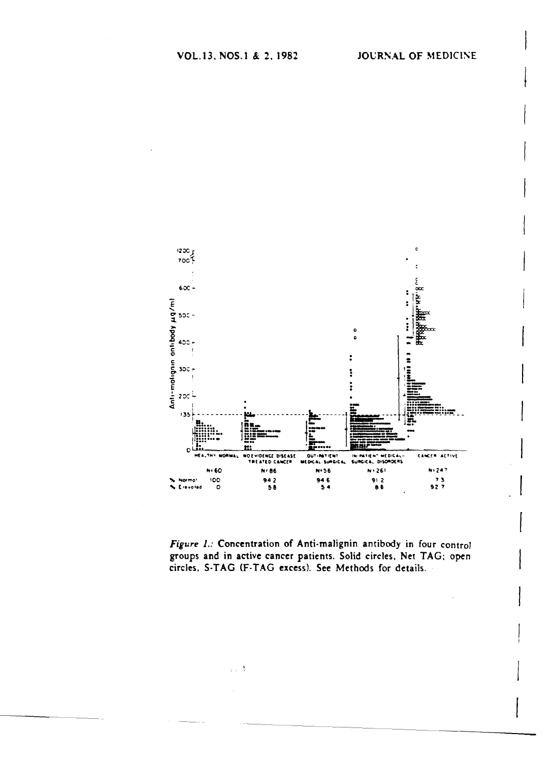| | HEALTHY NORMAL | NO EVIDENCE DISEASE TREATED CANCER | OUT-PATIENT MEDICAL-SURGICAL | IN-PATIENT MEDICAL-SURGICAL DISORDERS | CANCER ACTIVE |
|---|---|---|---|---|---|
| | N=60 | N=86 | N=56 | N=261 | N=247 |
| % Normal | 100 | 94.2 | 94.6 | 91.2 | 7.3 |
| % Elevated | 0 | 5.8 | 5.4 | 8.8 | 92.7 |

*Figure 1.:* Concentration of Anti-malignin antibody in four control groups and in active cancer patients. Solid circles, Net TAG; open circles, S-TAG (F-TAG excess). See Methods for details.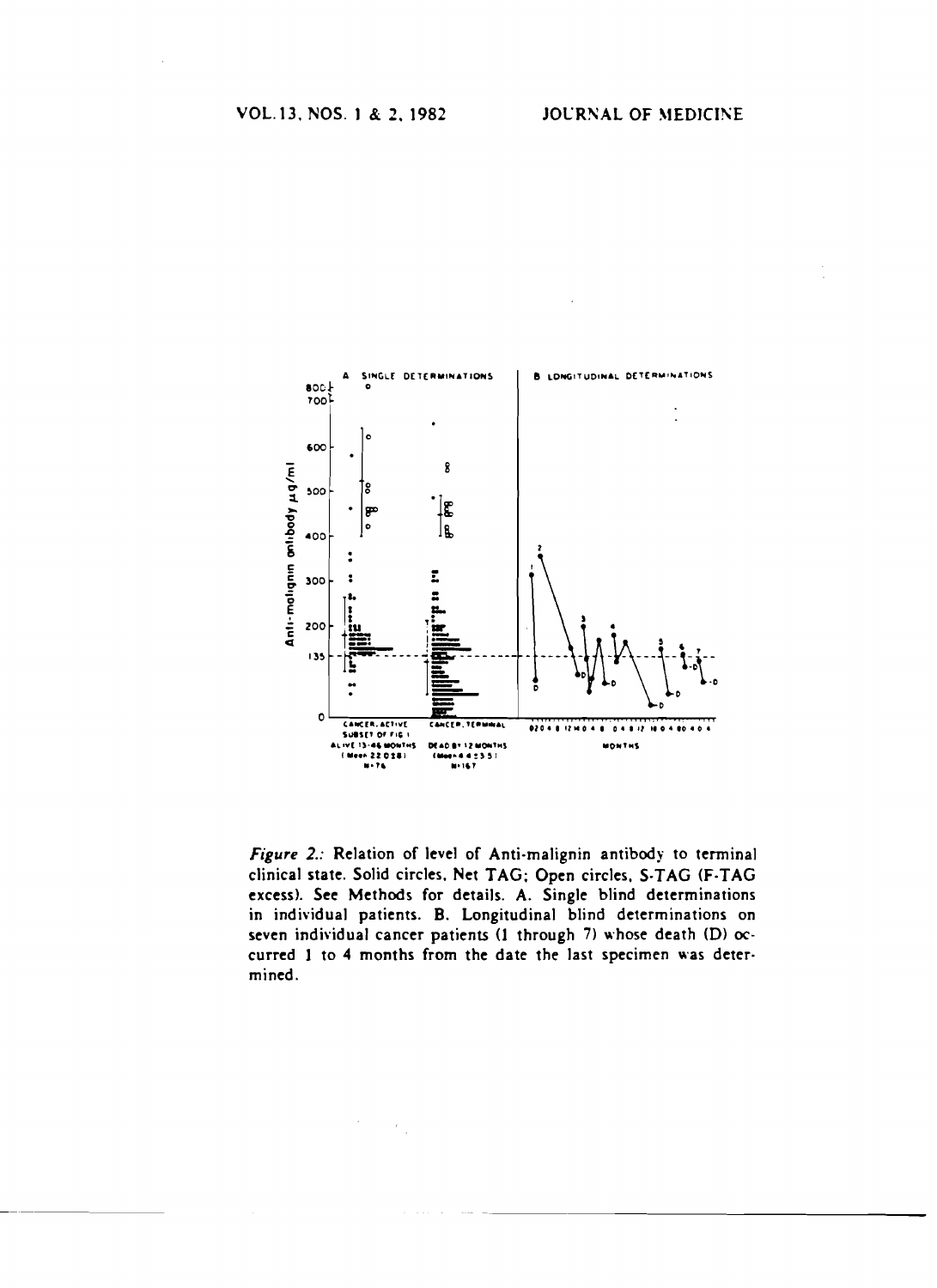*Figure 2.:* Relation of level of Anti-malignin antibody to terminal clinical state. Solid circles, Net TAG; Open circles, S-TAG (F-TAG excess). See Methods for details. A. Single blind determinations in individual patients. B. Longitudinal blind determinations on seven individual cancer patients (1 through 7) whose death (D) occurred 1 to 4 months from the date the last specimen was determined.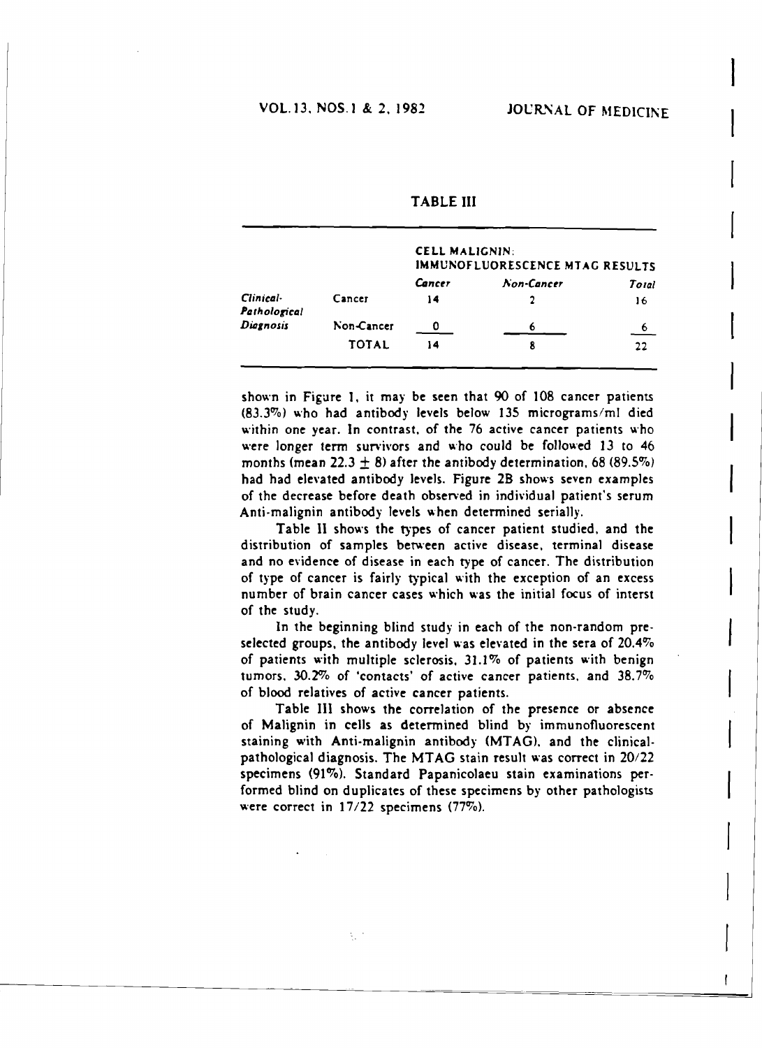**TABLE III**

| | | CELL MALIGNIN: IMMUNOFLUORESCENCE MTAG RESULTS | | |
|---|---|---|---|---|
| | | *Cancer* | *Non-Cancer* | *Total* |
| *Clinical-Pathological Diagnosis* | Cancer | 14 | 2 | 16 |
| | Non-Cancer | 0 | 6 | 6 |
| | TOTAL | 14 | 8 | 22 |

shown in Figure 1, it may be seen that 90 of 108 cancer patients (83.3%) who had antibody levels below 135 micrograms/ml died within one year. In contrast, of the 76 active cancer patients who were longer term survivors and who could be followed 13 to 46 months (mean $22.3 \pm 8$) after the antibody determination, 68 (89.5%) had had elevated antibody levels. Figure 2B shows seven examples of the decrease before death observed in individual patient's serum Anti-malignin antibody levels when determined serially.

Table II shows the types of cancer patient studied, and the distribution of samples between active disease, terminal disease and no evidence of disease in each type of cancer. The distribution of type of cancer is fairly typical with the exception of an excess number of brain cancer cases which was the initial focus of interst of the study.

In the beginning blind study in each of the non-random pre-selected groups, the antibody level was elevated in the sera of 20.4% of patients with multiple sclerosis, 31.1% of patients with benign tumors, 30.2% of 'contacts' of active cancer patients, and 38.7% of blood relatives of active cancer patients.

Table III shows the correlation of the presence or absence of Malignin in cells as determined blind by immunofluorescent staining with Anti-malignin antibody (MTAG), and the clinical-pathological diagnosis. The MTAG stain result was correct in 20/22 specimens (91%). Standard Papanicolaeu stain examinations performed blind on duplicates of these specimens by other pathologists were correct in 17/22 specimens (77%).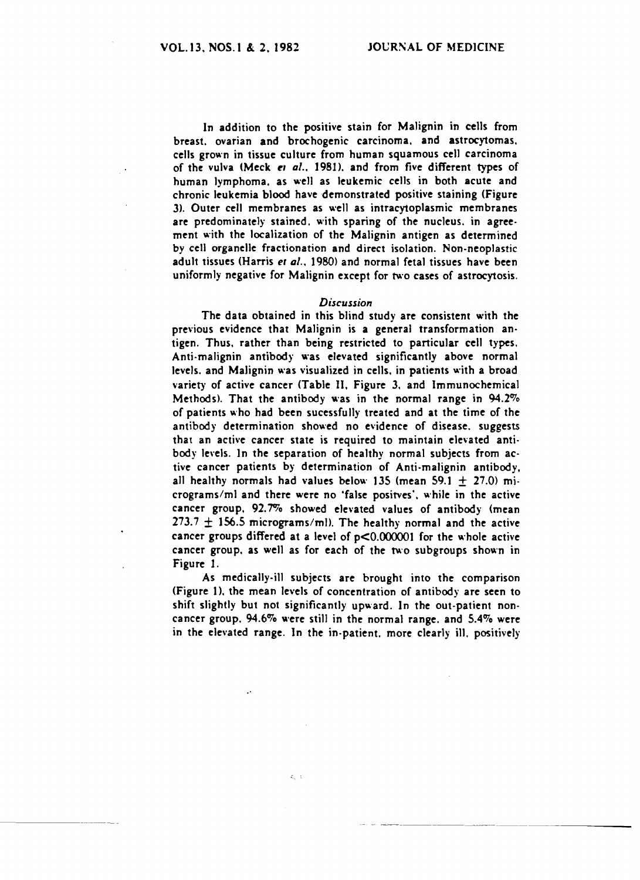In addition to the positive stain for Malignin in cells from breast, ovarian and brochogenic carcinoma, and astrocytomas, cells grown in tissue culture from human squamous cell carcinoma of the vulva (Meck *et al.*, 1981), and from five different types of human lymphoma, as well as leukemic cells in both acute and chronic leukemia blood have demonstrated positive staining (Figure 3). Outer cell membranes as well as intracytoplasmic membranes are predominately stained, with sparing of the nucleus, in agreement with the localization of the Malignin antigen as determined by cell organelle fractionation and direct isolation. Non-neoplastic adult tissues (Harris *et al.*, 1980) and normal fetal tissues have been uniformly negative for Malignin except for two cases of astrocytosis.

### *Discussion*

The data obtained in this blind study are consistent with the previous evidence that Malignin is a general transformation antigen. Thus, rather than being restricted to particular cell types, Anti-malignin antibody was elevated significantly above normal levels, and Malignin was visualized in cells, in patients with a broad variety of active cancer (Table II, Figure 3, and Immunochemical Methods). That the antibody was in the normal range in 94.2% of patients who had been sucessfully treated and at the time of the antibody determination showed no evidence of disease, suggests that an active cancer state is required to maintain elevated antibody levels. In the separation of healthy normal subjects from active cancer patients by determination of Anti-malignin antibody, all healthy normals had values below 135 (mean $59.1 \pm 27.0$) micrograms/ml and there were no 'false positves', while in the active cancer group, 92.7% showed elevated values of antibody (mean $273.7 \pm 156.5$ micrograms/ml). The healthy normal and the active cancer groups differed at a level of $p<0.000001$ for the whole active cancer group, as well as for each of the two subgroups shown in Figure 1.

As medically-ill subjects are brought into the comparison (Figure 1), the mean levels of concentration of antibody are seen to shift slightly but not significantly upward. In the out-patient non-cancer group, 94.6% were still in the normal range, and 5.4% were in the elevated range. In the in-patient, more clearly ill, positively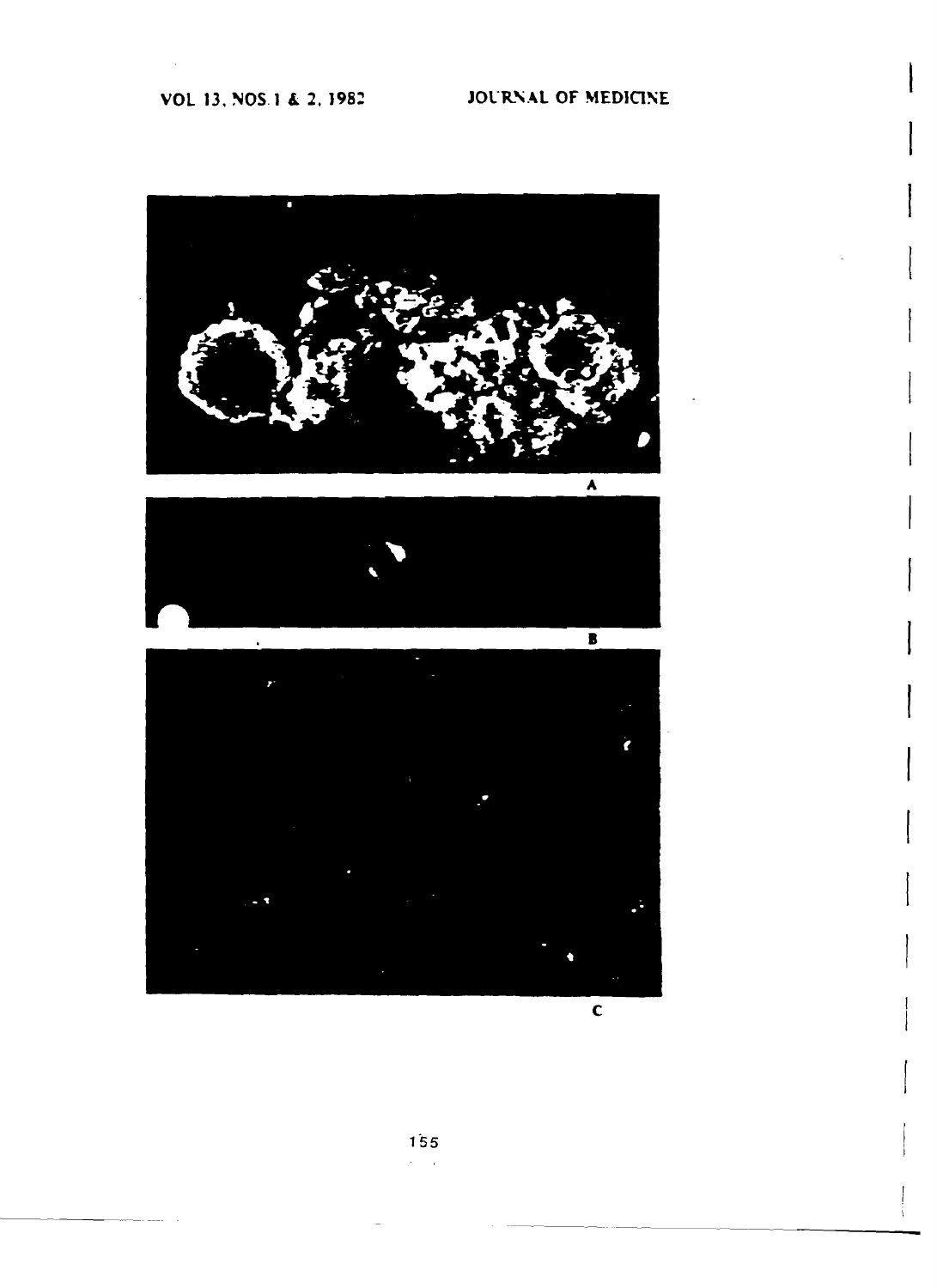A

B

C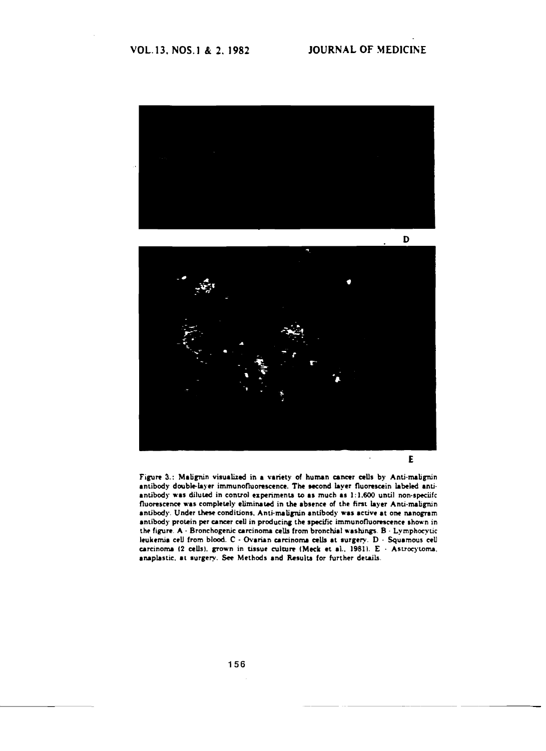D

E

Figure 3.: Malignin visualized in a variety of human cancer cells by Anti-malignin antibody double-layer immunofluorescence. The second layer fluorescein labeled anti-antibody was diluted in control experiments to as much as 1:1,600 until non-speciifc fluorescence was completely eliminated in the absence of the first layer Anti-malignin antibody. Under these conditions, Anti-malignin antibody was active at one nanogram antibody protein per cancer cell in producing the specific immunofluorescence shown in the figure. A - Bronchogenic carcinoma cells from bronchial washings. B - Lymphocytic leukemia cell from blood. C - Ovarian carcinoma cells at surgery. D - Squamous cell carcinoma (2 cells), grown in tissue culture (Meck et al., 1981). E - Astrocytoma, anaplastic, at surgery. See Methods and Results for further details.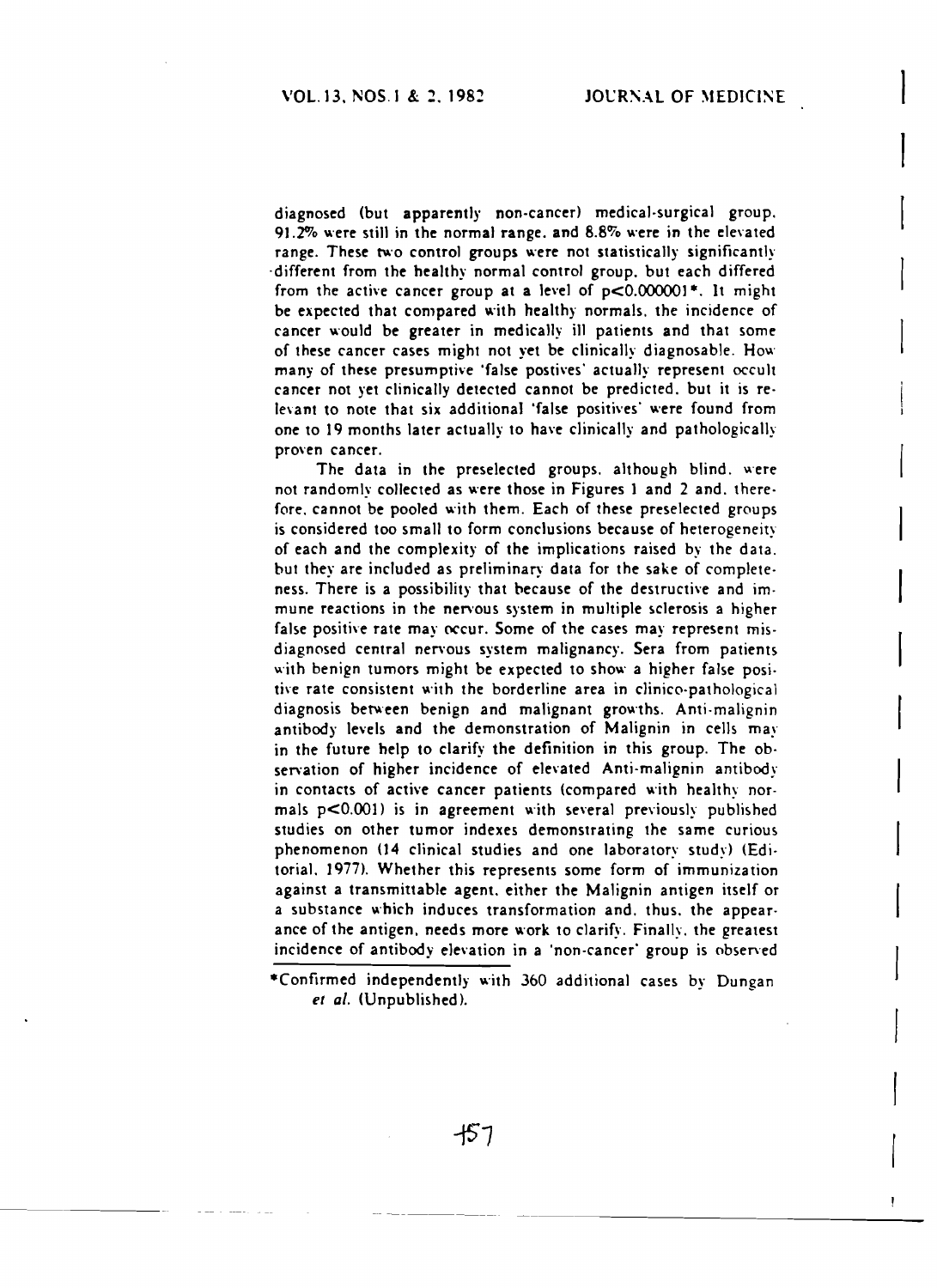diagnosed (but apparently non-cancer) medical-surgical group, 91.2% were still in the normal range, and 8.8% were in the elevated range. These two control groups were not statistically significantly different from the healthy normal control group, but each differed from the active cancer group at a level of $p<0.000001$*. It might be expected that compared with healthy normals, the incidence of cancer would be greater in medically ill patients and that some of these cancer cases might not yet be clinically diagnosable. How many of these presumptive 'false postives' actually represent occult cancer not yet clinically detected cannot be predicted, but it is relevant to note that six additional 'false positives' were found from one to 19 months later actually to have clinically and pathologically proven cancer.

The data in the preselected groups, although blind, were not randomly collected as were those in Figures 1 and 2 and, therefore, cannot be pooled with them. Each of these preselected groups is considered too small to form conclusions because of heterogeneity of each and the complexity of the implications raised by the data, but they are included as preliminary data for the sake of completeness. There is a possibility that because of the destructive and immune reactions in the nervous system in multiple sclerosis a higher false positive rate may occur. Some of the cases may represent misdiagnosed central nervous system malignancy. Sera from patients with benign tumors might be expected to show a higher false positive rate consistent with the borderline area in clinico-pathological diagnosis between benign and malignant growths. Anti-malignin antibody levels and the demonstration of Malignin in cells may in the future help to clarify the definition in this group. The observation of higher incidence of elevated Anti-malignin antibody in contacts of active cancer patients (compared with healthy normals $p<0.001$) is in agreement with several previously published studies on other tumor indexes demonstrating the same curious phenomenon (14 clinical studies and one laboratory study) (Editorial, 1977). Whether this represents some form of immunization against a transmittable agent, either the Malignin antigen itself or a substance which induces transformation and, thus, the appearance of the antigen, needs more work to clarify. Finally, the greatest incidence of antibody elevation in a 'non-cancer' group is observed

*Confirmed independently with 360 additional cases by Dungan *et al.* (Unpublished).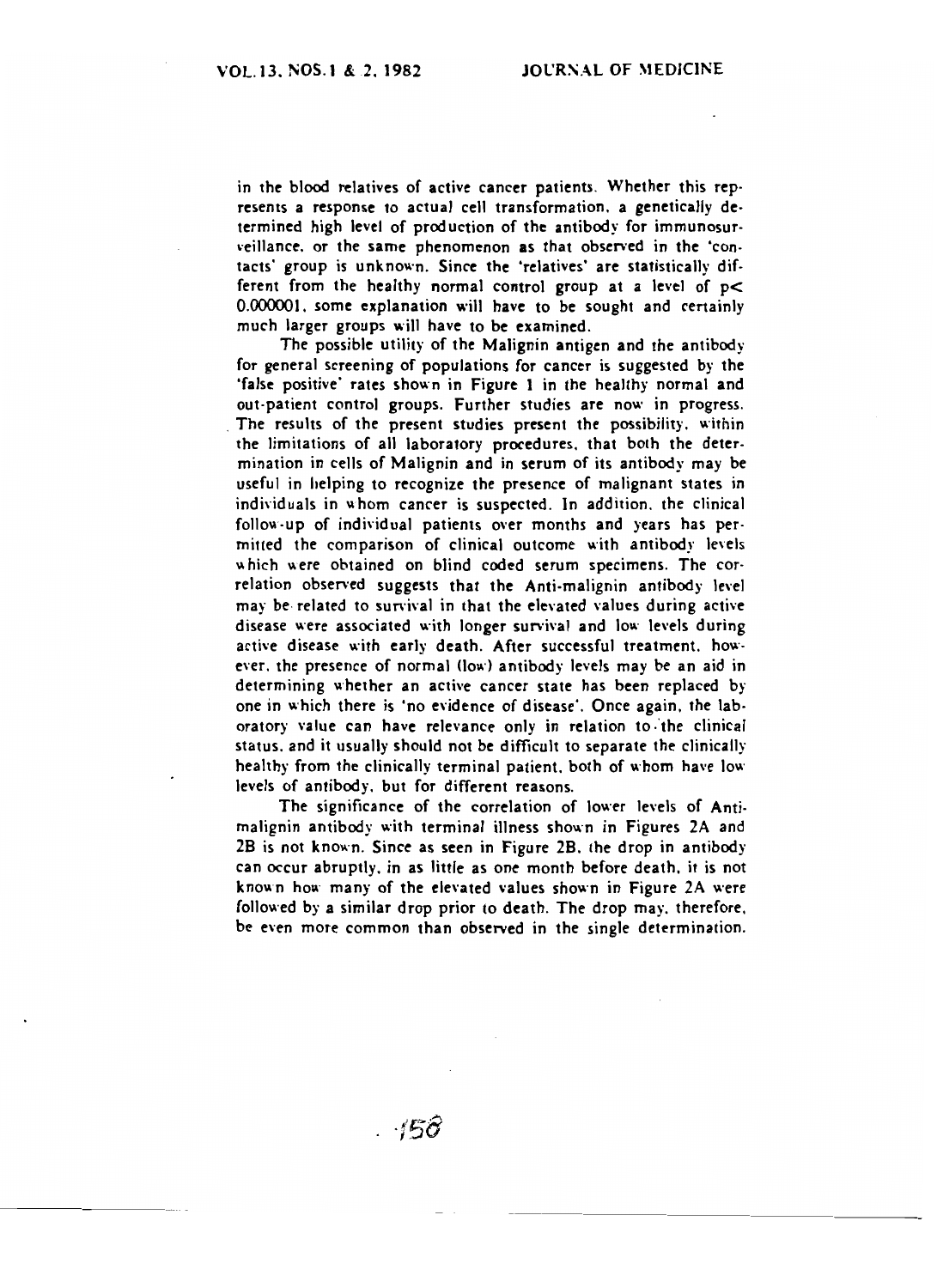in the blood relatives of active cancer patients. Whether this represents a response to actual cell transformation, a genetically determined high level of production of the antibody for immunosurveillance, or the same phenomenon as that observed in the 'contacts' group is unknown. Since the 'relatives' are statistically different from the healthy normal control group at a level of $p < 0.000001$, some explanation will have to be sought and certainly much larger groups will have to be examined.

The possible utility of the Malignin antigen and the antibody for general screening of populations for cancer is suggested by the 'false positive' rates shown in Figure 1 in the healthy normal and out-patient control groups. Further studies are now in progress. The results of the present studies present the possibility, within the limitations of all laboratory procedures, that both the determination in cells of Malignin and in serum of its antibody may be useful in helping to recognize the presence of malignant states in individuals in whom cancer is suspected. In addition, the clinical follow-up of individual patients over months and years has permitted the comparison of clinical outcome with antibody levels which were obtained on blind coded serum specimens. The correlation observed suggests that the Anti-malignin antibody level may be related to survival in that the elevated values during active disease were associated with longer survival and low levels during active disease with early death. After successful treatment, however, the presence of normal (low) antibody levels may be an aid in determining whether an active cancer state has been replaced by one in which there is 'no evidence of disease'. Once again, the laboratory value can have relevance only in relation to the clinical status, and it usually should not be difficult to separate the clinically healthy from the clinically terminal patient, both of whom have low levels of antibody, but for different reasons.

The significance of the correlation of lower levels of Anti-malignin antibody with terminal illness shown in Figures 2A and 2B is not known. Since as seen in Figure 2B, the drop in antibody can occur abruptly, in as little as one month before death, it is not known how many of the elevated values shown in Figure 2A were followed by a similar drop prior to death. The drop may, therefore, be even more common than observed in the single determination.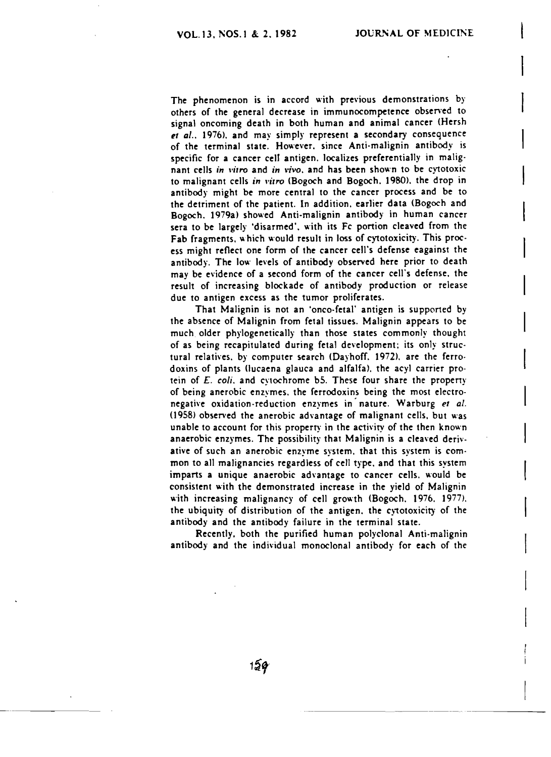The phenomenon is in accord with previous demonstrations by others of the general decrease in immunocompetence observed to signal oncoming death in both human and animal cancer (Hersh *et al.*, 1976), and may simply represent a secondary consequence of the terminal state. However, since Anti-malignin antibody is specific for a cancer cell antigen, localizes preferentially in malignant cells *in vitro* and *in vivo*, and has been shown to be cytotoxic to malignant cells *in vitro* (Bogoch and Bogoch, 1980), the drop in antibody might be more central to the cancer process and be to the detriment of the patient. In addition, earlier data (Bogoch and Bogoch, 1979a) showed Anti-malignin antibody in human cancer sera to be largely 'disarmed', with its Fc portion cleaved from the Fab fragments, which would result in loss of cytotoxicity. This process might reflect one form of the cancer cell's defense eagainst the antibody. The low levels of antibody observed here prior to death may be evidence of a second form of the cancer cell's defense, the result of increasing blockade of antibody production or release due to antigen excess as the tumor proliferates.

That Malignin is not an 'onco-fetal' antigen is supported by the absence of Malignin from fetal tissues. Malignin appears to be much older phylogenetically than those states commonly thought of as being recapitulated during fetal development; its only structural relatives, by computer search (Dayhoff, 1972), are the ferrodoxins of plants (lucaena glauca and alfalfa), the acyl carrier protein of *E. coli*, and cytochrome b5. These four share the property of being anerobic enzymes, the ferrodoxins being the most electronegative oxidation-reduction enzymes in nature. Warburg *et al.* (1958) observed the anerobic advantage of malignant cells, but was unable to account for this property in the activity of the then known anaerobic enzymes. The possibility that Malignin is a cleaved derivative of such an anerobic enzyme system, that this system is common to all malignancies regardless of cell type, and that this system imparts a unique anaerobic advantage to cancer cells, would be consistent with the demonstrated increase in the yield of Malignin with increasing malignancy of cell growth (Bogoch, 1976, 1977), the ubiquity of distribution of the antigen, the cytotoxicity of the antibody and the antibody failure in the terminal state.

Recently, both the purified human polyclonal Anti-malignin antibody and the individual monoclonal antibody for each of the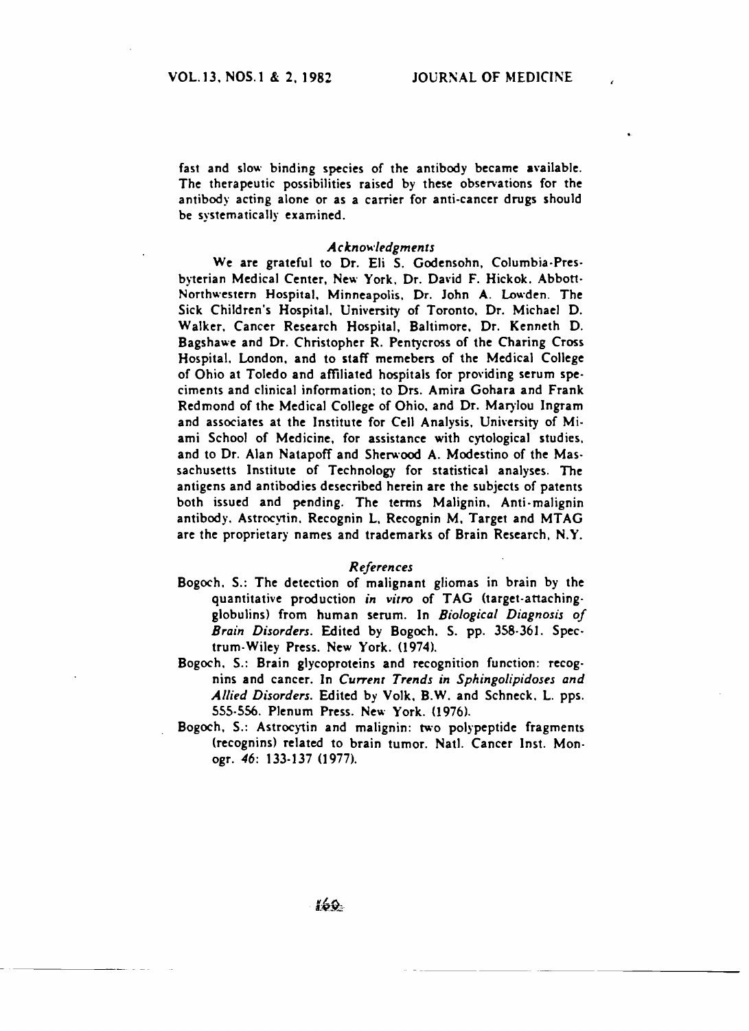fast and slow binding species of the antibody became available. The therapeutic possibilities raised by these observations for the antibody acting alone or as a carrier for anti-cancer drugs should be systematically examined.

### *Acknowledgments*

We are grateful to Dr. Eli S. Godensohn, Columbia-Presbyterian Medical Center, New York, Dr. David F. Hickok, Abbott-Northwestern Hospital, Minneapolis, Dr. John A. Lowden, The Sick Children's Hospital, University of Toronto, Dr. Michael D. Walker, Cancer Research Hospital, Baltimore, Dr. Kenneth D. Bagshawe and Dr. Christopher R. Pentycross of the Charing Cross Hospital, London, and to staff memebers of the Medical College of Ohio at Toledo and affiliated hospitals for providing serum speciments and clinical information; to Drs. Amira Gohara and Frank Redmond of the Medical College of Ohio, and Dr. Marylou Ingram and associates at the Institute for Cell Analysis, University of Miami School of Medicine, for assistance with cytological studies, and to Dr. Alan Natapoff and Sherwood A. Modestino of the Massachusetts Institute of Technology for statistical analyses. The antigens and antibodies desecribed herein are the subjects of patents both issued and pending. The terms Malignin, Anti-malignin antibody, Astrocytin, Recognin L, Recognin M, Target and MTAG are the proprietary names and trademarks of Brain Research, N.Y.

### *References*

Bogoch, S.: The detection of malignant gliomas in brain by the quantitative production *in vitro* of TAG (target-attaching-globulins) from human serum. In *Biological Diagnosis of Brain Disorders*. Edited by Bogoch, S. pp. 358-361. Spectrum-Wiley Press. New York. (1974).

Bogoch, S.: Brain glycoproteins and recognition function: recognins and cancer. In *Current Trends in Sphingolipidoses and Allied Disorders*. Edited by Volk, B.W. and Schneck, L. pps. 555-556. Plenum Press. New York. (1976).

Bogoch, S.: Astrocytin and malignin: two polypeptide fragments (recognins) related to brain tumor. Natl. Cancer Inst. Monogr. *46*: 133-137 (1977).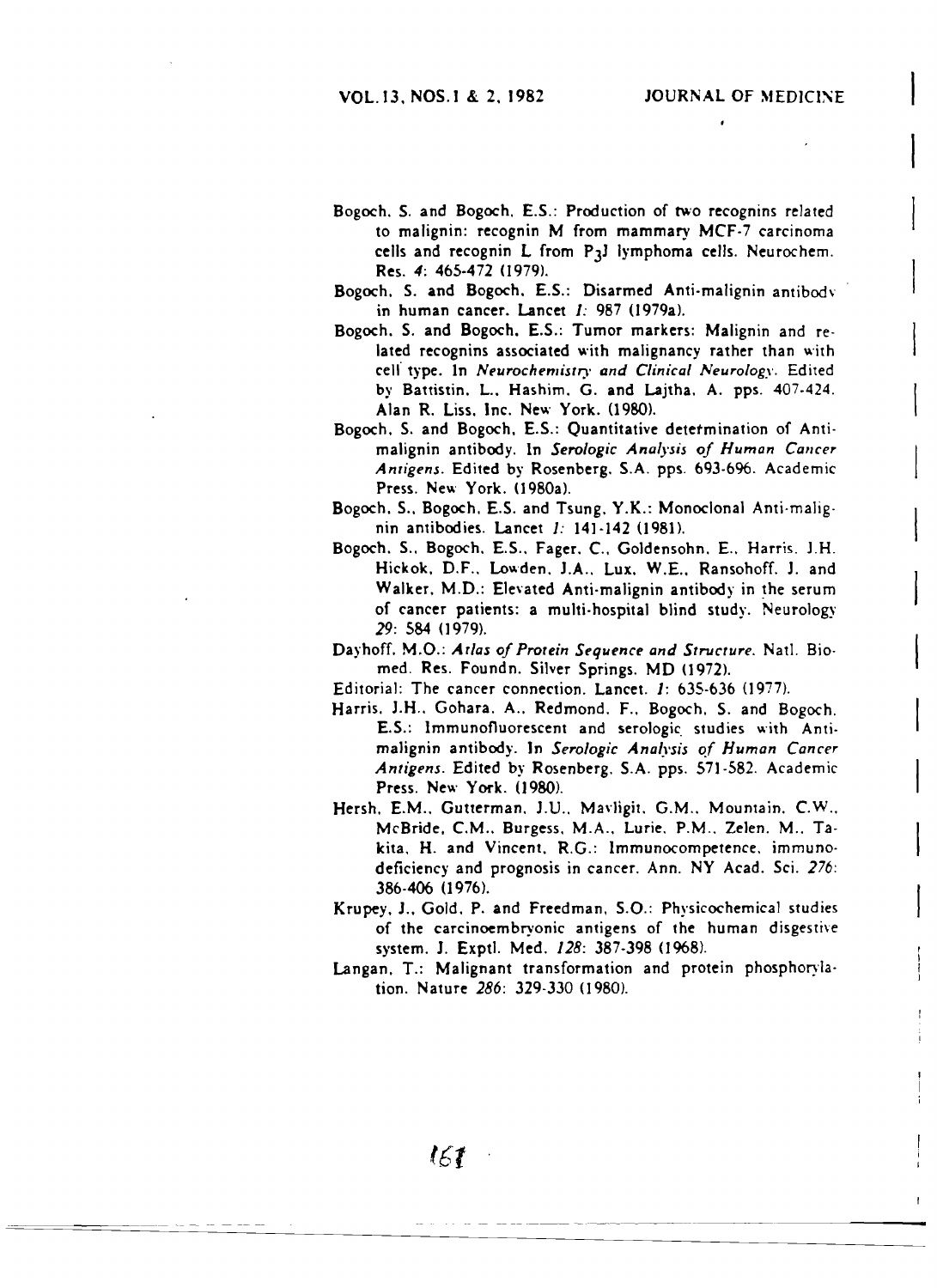Bogoch, S. and Bogoch, E.S.: Production of two recognins related to malignin: recognin M from mammary MCF-7 carcinoma cells and recognin L from $P_3J$ lymphoma cells. Neurochem. Res. *4*: 465-472 (1979).

Bogoch, S. and Bogoch, E.S.: Disarmed Anti-malignin antibody in human cancer. Lancet *1*: 987 (1979a).

Bogoch, S. and Bogoch, E.S.: Tumor markers: Malignin and related recognins associated with malignancy rather than with cell type. In *Neurochemistry and Clinical Neurology*. Edited by Battistin, L., Hashim, G. and Lajtha, A. pps. 407-424. Alan R. Liss, Inc. New York. (1980).

Bogoch, S. and Bogoch, E.S.: Quantitative determination of Anti-malignin antibody. In *Serologic Analysis of Human Cancer Antigens*. Edited by Rosenberg, S.A. pps. 693-696. Academic Press. New York. (1980a).

Bogoch, S., Bogoch, E.S. and Tsung, Y.K.: Monoclonal Anti-malignin antibodies. Lancet *1*: 141-142 (1981).

Bogoch, S., Bogoch, E.S., Fager, C., Goldensohn, E., Harris, J.H. Hickok, D.F., Lowden, J.A., Lux, W.E., Ransohoff, J. and Walker, M.D.: Elevated Anti-malignin antibody in the serum of cancer patients: a multi-hospital blind study. Neurology *29*: 584 (1979).

Dayhoff, M.O.: *Atlas of Protein Sequence and Structure*. Natl. Biomed. Res. Foundn. Silver Springs. MD (1972).

Editorial: The cancer connection. Lancet. *1*: 635-636 (1977).

Harris, J.H., Gohara, A., Redmond, F., Bogoch, S. and Bogoch, E.S.: Immunofluorescent and serologic studies with Anti-malignin antibody. In *Serologic Analysis of Human Cancer Antigens*. Edited by Rosenberg, S.A. pps. 571-582. Academic Press. New York. (1980).

Hersh, E.M., Gutterman, J.U., Mavligit, G.M., Mountain, C.W., McBride, C.M., Burgess, M.A., Lurie, P.M., Zelen, M., Takita, H. and Vincent, R.G.: Immunocompetence, immunodeficiency and prognosis in cancer. Ann. NY Acad. Sci. *276*: 386-406 (1976).

Krupey, J., Gold, P. and Freedman, S.O.: Physicochemical studies of the carcinoembryonic antigens of the human disgestive system. J. Exptl. Med. *128*: 387-398 (1968).

Langan, T.: Malignant transformation and protein phosphorylation. Nature *286*: 329-330 (1980).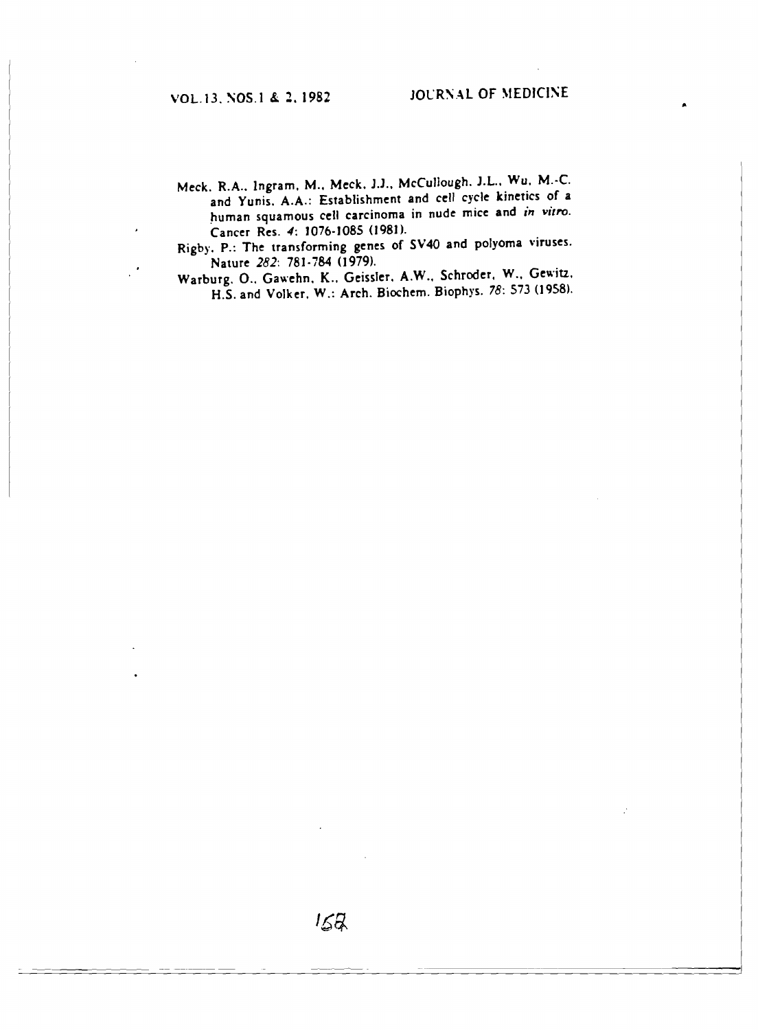Meck, R.A., Ingram, M., Meck, J.J., McCullough, J.L., Wu, M.-C. and Yunis, A.A.: Establishment and cell cycle kinetics of a human squamous cell carcinoma in nude mice and *in vitro*. Cancer Res. *4*: 1076-1085 (1981).

Rigby, P.: The transforming genes of SV40 and polyoma viruses. Nature *282*: 781-784 (1979).

Warburg, O., Gawehn, K., Geissler, A.W., Schroder, W., Gewitz, H.S. and Volker, W.: Arch. Biochem. Biophys. *78*: 573 (1958).